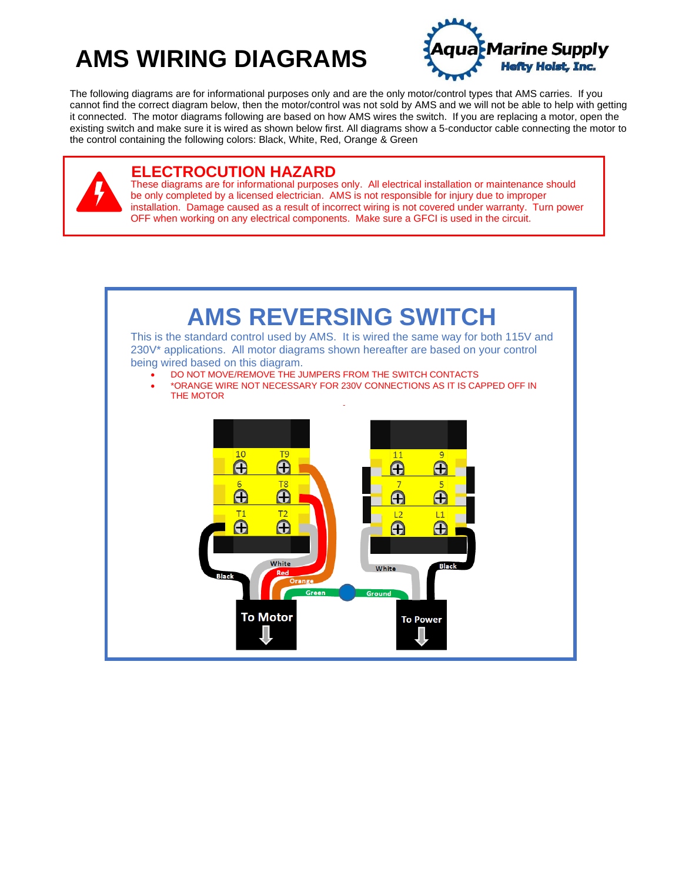# AMS WIRING DIAGRAMS

The following diagrams are for informational purposes only and are the only motor/control types that AMS carries. If you cannot find the correct diagram below, then the motor/control was not sold by AMS and we will not be able to help with getting it connected. The motor diagrams following are based on how AMS wires the switch. If you are replacing a motor, open the existing switch and make sure it is wired as shown below first. All diagrams show a 5-conductor cable connecting the motor to the control containing the following colors: Black, White, Red, Orange & Green

## ELECTROCUTION HAZARD

These diagrams are for informational purposes only. All electrical installation or maintenance should be only completed by a licensed electrician. AMS is not responsible for injury due to improper installation. Damage caused as a result of incorrect wiring is not covered under warranty. Turn power OFF when working on any electrical components. Make sure a GFCI is used in the circuit.

## AMS REVERSING SWITCH

This is the standard control used by AMS. It is wired the same way for both 115V and 230V* applications. All motor diagrams shown hereafter are based on your control being wired based on this diagram.

- DO NOT MOVE/REMOVE THE JUMPERS FROM THE SWITCH CONTACTS
- *ORANGE WIRE NOT NECESSARY FOR 230V CONNECTIONS AS IT IS CAPPED OFF IN THE MOTOR

10 T9 11 9
6 T8 7 5
T1 T2 L2 L1

Black White Red Orange Green Ground White Black

To Motor To Power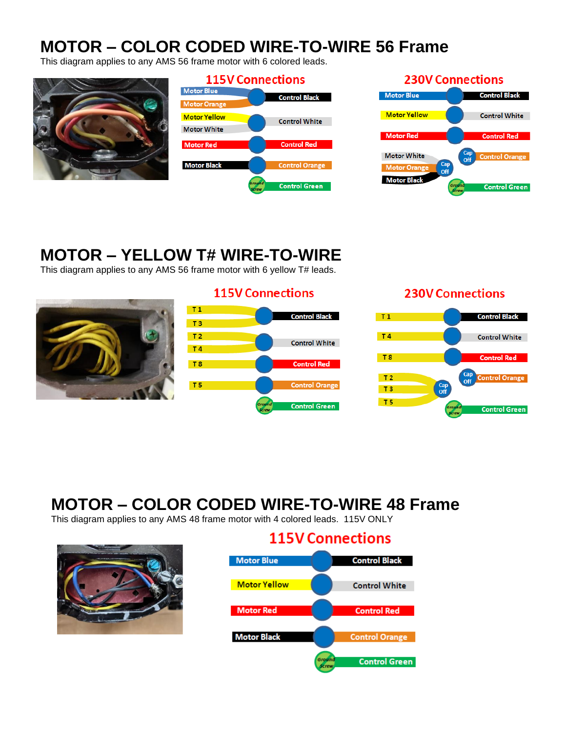# MOTOR – COLOR CODED WIRE-TO-WIRE 56 Frame

This diagram applies to any AMS 56 frame motor with 6 colored leads.

## 115V Connections

| Motor | Control |
|---|---|
| Motor Blue + Motor Orange | Control Black |
| Motor Yellow + Motor White | Control White |
| Motor Red | Control Red |
| Motor Black | Control Orange |
| Ground Screw | Control Green |

## 230V Connections

| Motor | Control |
|---|---|
| Motor Blue | Control Black |
| Motor Yellow | Control White |
| Motor Red | Control Red |
| Cap Off | Control Orange |
| Motor White + Motor Orange + Motor Black | Cap Off |
| Ground Screw | Control Green |

# MOTOR – YELLOW T# WIRE-TO-WIRE

This diagram applies to any AMS 56 frame motor with 6 yellow T# leads.

## 115V Connections

| Motor | Control |
|---|---|
| T 1 + T 3 | Control Black |
| T 2 + T 4 | Control White |
| T 8 | Control Red |
| T 5 | Control Orange |
| Ground Screw | Control Green |

## 230V Connections

| Motor | Control |
|---|---|
| T 1 | Control Black |
| T 4 | Control White |
| T 8 | Control Red |
| Cap Off | Control Orange |
| T 2 + T 3 + T 5 | Cap Off |
| Ground Screw | Control Green |

# MOTOR – COLOR CODED WIRE-TO-WIRE 48 Frame

This diagram applies to any AMS 48 frame motor with 4 colored leads. 115V ONLY

## 115V Connections

| Motor | Control |
|---|---|
| Motor Blue | Control Black |
| Motor Yellow | Control White |
| Motor Red | Control Red |
| Motor Black | Control Orange |
| Ground Screw | Control Green |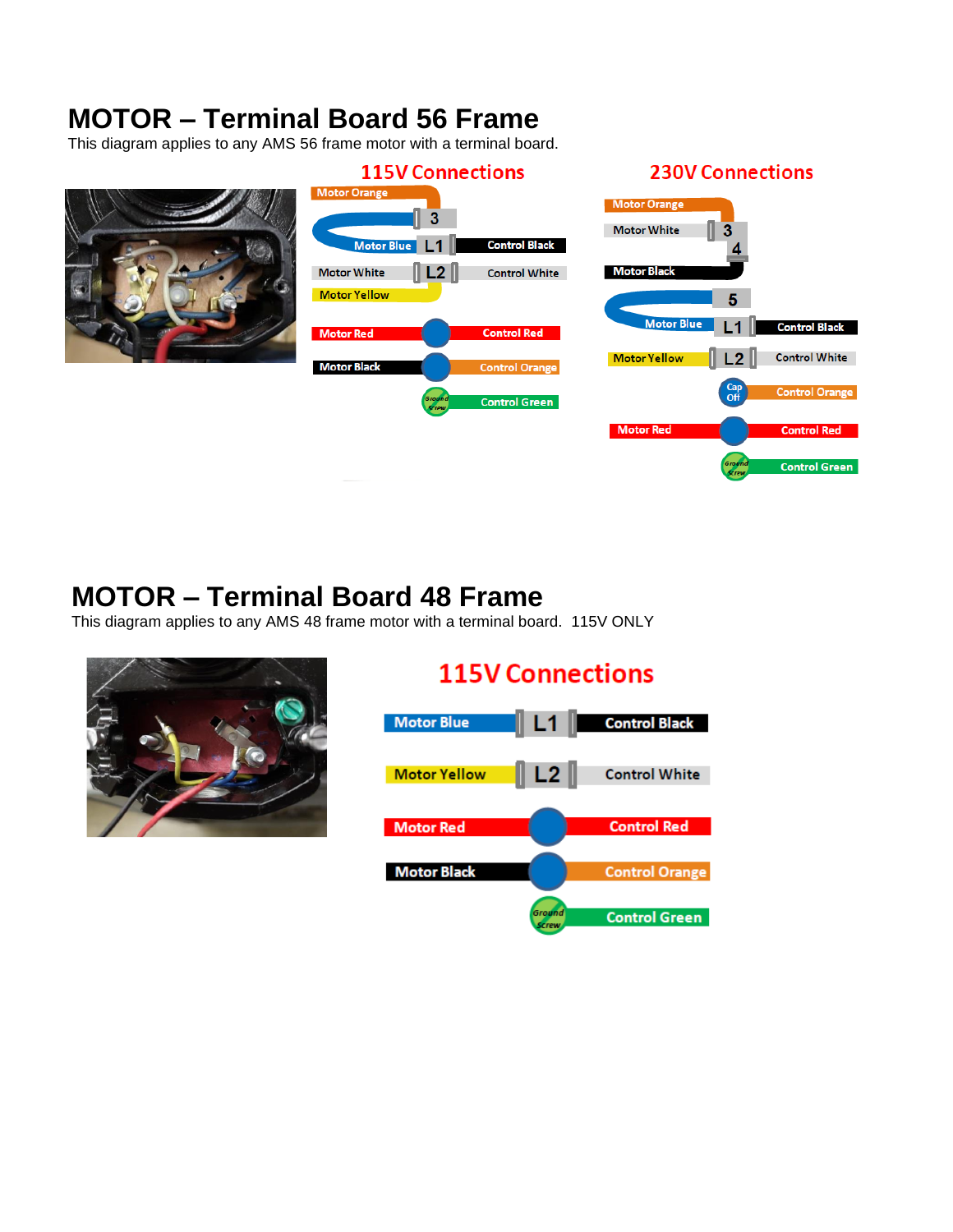# MOTOR – Terminal Board 56 Frame

This diagram applies to any AMS 56 frame motor with a terminal board.

115V Connections

Motor Orange
3
Motor Blue L1 Control Black
Motor White L2 Control White
Motor Yellow
Motor Red Control Red
Motor Black Control Orange
Ground Screw Control Green

230V Connections

Motor Orange
Motor White 3
4
Motor Black
5
Motor Blue L1 Control Black
Motor Yellow L2 Control White
Cap Off Control Orange
Motor Red Control Red
Ground Screw Control Green

# MOTOR – Terminal Board 48 Frame

This diagram applies to any AMS 48 frame motor with a terminal board. 115V ONLY

115V Connections

Motor Blue L1 Control Black
Motor Yellow L2 Control White
Motor Red Control Red
Motor Black Control Orange
Ground Screw Control Green